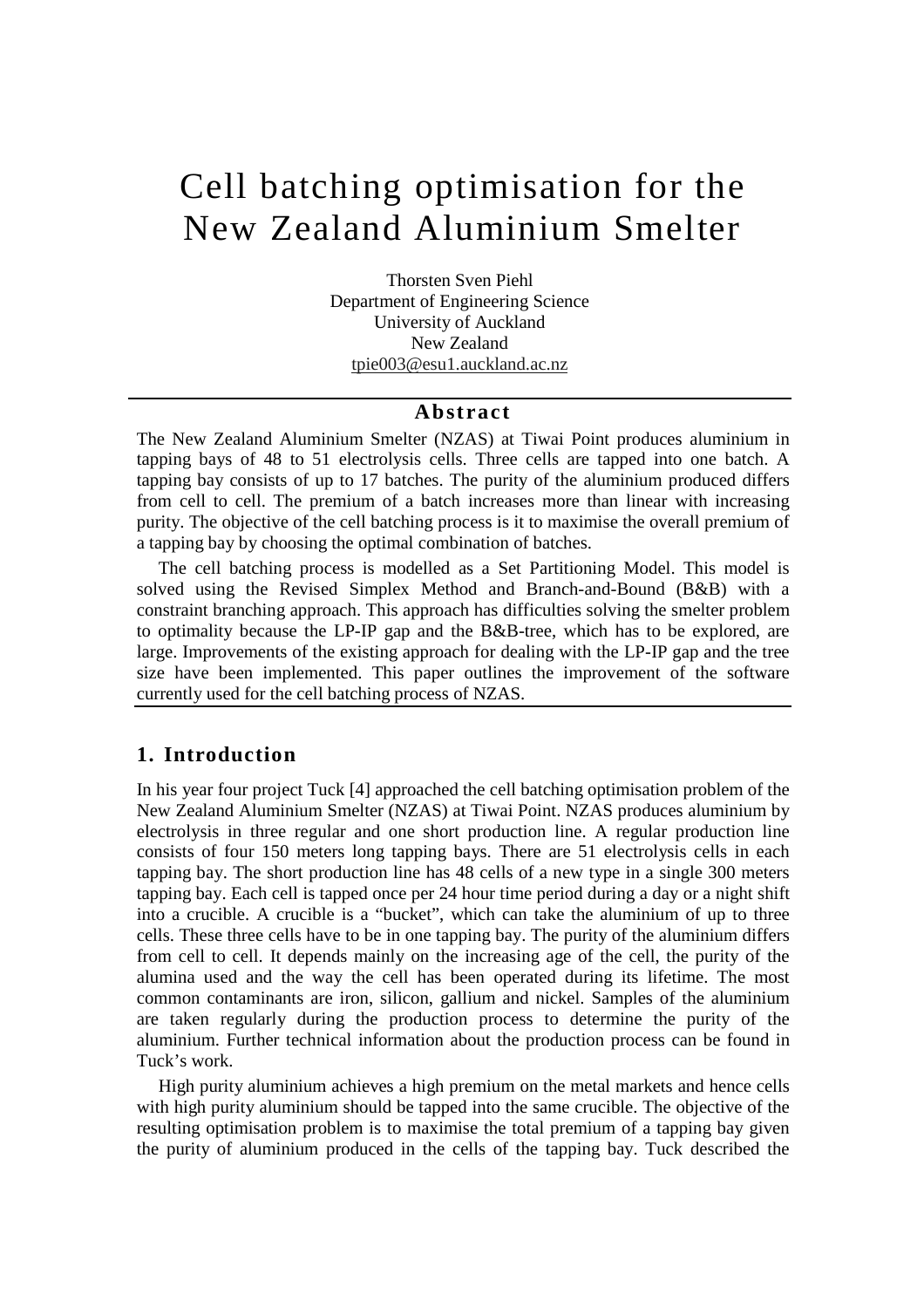# Cell batching optimisation for the New Zealand Aluminium Smelter

Thorsten Sven Piehl
Department of Engineering Science
University of Auckland
New Zealand
tpie003@esu1.auckland.ac.nz

## Abstract

The New Zealand Aluminium Smelter (NZAS) at Tiwai Point produces aluminium in tapping bays of 48 to 51 electrolysis cells. Three cells are tapped into one batch. A tapping bay consists of up to 17 batches. The purity of the aluminium produced differs from cell to cell. The premium of a batch increases more than linear with increasing purity. The objective of the cell batching process is it to maximise the overall premium of a tapping bay by choosing the optimal combination of batches.

The cell batching process is modelled as a Set Partitioning Model. This model is solved using the Revised Simplex Method and Branch-and-Bound (B&B) with a constraint branching approach. This approach has difficulties solving the smelter problem to optimality because the LP-IP gap and the B&B-tree, which has to be explored, are large. Improvements of the existing approach for dealing with the LP-IP gap and the tree size have been implemented. This paper outlines the improvement of the software currently used for the cell batching process of NZAS.

## 1. Introduction

In his year four project Tuck [4] approached the cell batching optimisation problem of the New Zealand Aluminium Smelter (NZAS) at Tiwai Point. NZAS produces aluminium by electrolysis in three regular and one short production line. A regular production line consists of four 150 meters long tapping bays. There are 51 electrolysis cells in each tapping bay. The short production line has 48 cells of a new type in a single 300 meters tapping bay. Each cell is tapped once per 24 hour time period during a day or a night shift into a crucible. A crucible is a "bucket", which can take the aluminium of up to three cells. These three cells have to be in one tapping bay. The purity of the aluminium differs from cell to cell. It depends mainly on the increasing age of the cell, the purity of the alumina used and the way the cell has been operated during its lifetime. The most common contaminants are iron, silicon, gallium and nickel. Samples of the aluminium are taken regularly during the production process to determine the purity of the aluminium. Further technical information about the production process can be found in Tuck's work.

High purity aluminium achieves a high premium on the metal markets and hence cells with high purity aluminium should be tapped into the same crucible. The objective of the resulting optimisation problem is to maximise the total premium of a tapping bay given the purity of aluminium produced in the cells of the tapping bay. Tuck described the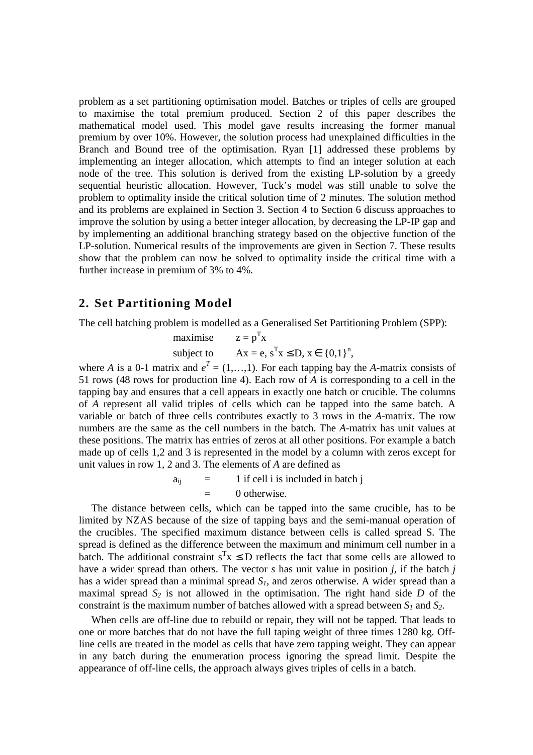problem as a set partitioning optimisation model. Batches or triples of cells are grouped to maximise the total premium produced. Section 2 of this paper describes the mathematical model used. This model gave results increasing the former manual premium by over 10%. However, the solution process had unexplained difficulties in the Branch and Bound tree of the optimisation. Ryan [1] addressed these problems by implementing an integer allocation, which attempts to find an integer solution at each node of the tree. This solution is derived from the existing LP-solution by a greedy sequential heuristic allocation. However, Tuck's model was still unable to solve the problem to optimality inside the critical solution time of 2 minutes. The solution method and its problems are explained in Section 3. Section 4 to Section 6 discuss approaches to improve the solution by using a better integer allocation, by decreasing the LP-IP gap and by implementing an additional branching strategy based on the objective function of the LP-solution. Numerical results of the improvements are given in Section 7. These results show that the problem can now be solved to optimality inside the critical time with a further increase in premium of 3% to 4%.

## 2. Set Partitioning Model

The cell batching problem is modelled as a Generalised Set Partitioning Problem (SPP):

$$\text{maximise} \quad z = p^T x$$

$$\text{subject to} \quad Ax = e,\ s^T x \leq D,\ x \in \{0,1\}^n,$$

where $A$ is a 0-1 matrix and $e^T = (1,\ldots,1)$. For each tapping bay the $A$-matrix consists of 51 rows (48 rows for production line 4). Each row of $A$ is corresponding to a cell in the tapping bay and ensures that a cell appears in exactly one batch or crucible. The columns of $A$ represent all valid triples of cells which can be tapped into the same batch. A variable or batch of three cells contributes exactly to 3 rows in the $A$-matrix. The row numbers are the same as the cell numbers in the batch. The $A$-matrix has unit values at these positions. The matrix has entries of zeros at all other positions. For example a batch made up of cells 1,2 and 3 is represented in the model by a column with zeros except for unit values in row 1, 2 and 3. The elements of $A$ are defined as

$$a_{ij} = 1 \text{ if cell i is included in batch j}$$

$$= 0 \text{ otherwise.}$$

The distance between cells, which can be tapped into the same crucible, has to be limited by NZAS because of the size of tapping bays and the semi-manual operation of the crucibles. The specified maximum distance between cells is called spread S. The spread is defined as the difference between the maximum and minimum cell number in a batch. The additional constraint $s^T x \leq D$ reflects the fact that some cells are allowed to have a wider spread than others. The vector $s$ has unit value in position $j$, if the batch $j$ has a wider spread than a minimal spread $S_1$, and zeros otherwise. A wider spread than a maximal spread $S_2$ is not allowed in the optimisation. The right hand side $D$ of the constraint is the maximum number of batches allowed with a spread between $S_1$ and $S_2$.

When cells are off-line due to rebuild or repair, they will not be tapped. That leads to one or more batches that do not have the full taping weight of three times 1280 kg. Off-line cells are treated in the model as cells that have zero tapping weight. They can appear in any batch during the enumeration process ignoring the spread limit. Despite the appearance of off-line cells, the approach always gives triples of cells in a batch.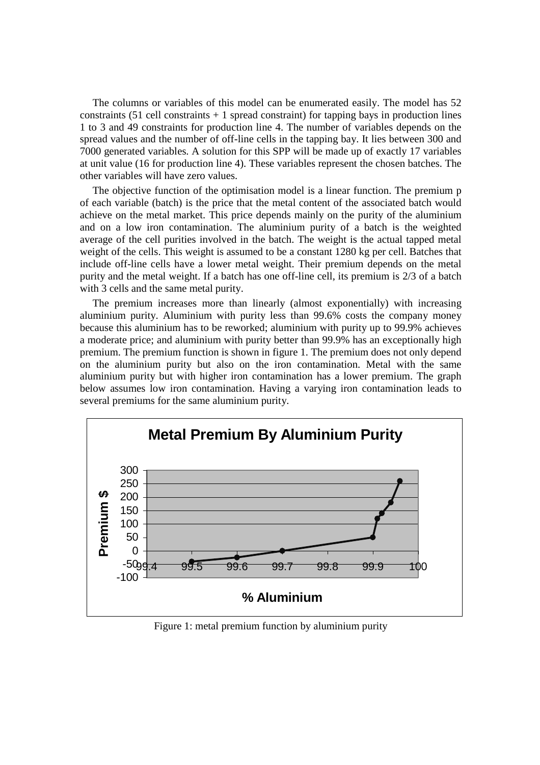The columns or variables of this model can be enumerated easily. The model has 52 constraints (51 cell constraints + 1 spread constraint) for tapping bays in production lines 1 to 3 and 49 constraints for production line 4. The number of variables depends on the spread values and the number of off-line cells in the tapping bay. It lies between 300 and 7000 generated variables. A solution for this SPP will be made up of exactly 17 variables at unit value (16 for production line 4). These variables represent the chosen batches. The other variables will have zero values.

The objective function of the optimisation model is a linear function. The premium p of each variable (batch) is the price that the metal content of the associated batch would achieve on the metal market. This price depends mainly on the purity of the aluminium and on a low iron contamination. The aluminium purity of a batch is the weighted average of the cell purities involved in the batch. The weight is the actual tapped metal weight of the cells. This weight is assumed to be a constant 1280 kg per cell. Batches that include off-line cells have a lower metal weight. Their premium depends on the metal purity and the metal weight. If a batch has one off-line cell, its premium is 2/3 of a batch with 3 cells and the same metal purity.

The premium increases more than linearly (almost exponentially) with increasing aluminium purity. Aluminium with purity less than 99.6% costs the company money because this aluminium has to be reworked; aluminium with purity up to 99.9% achieves a moderate price; and aluminium with purity better than 99.9% has an exceptionally high premium. The premium function is shown in figure 1. The premium does not only depend on the aluminium purity but also on the iron contamination. Metal with the same aluminium purity but with higher iron contamination has a lower premium. The graph below assumes low iron contamination. Having a varying iron contamination leads to several premiums for the same aluminium purity.

**Metal Premium By Aluminium Purity**

Figure 1: metal premium function by aluminium purity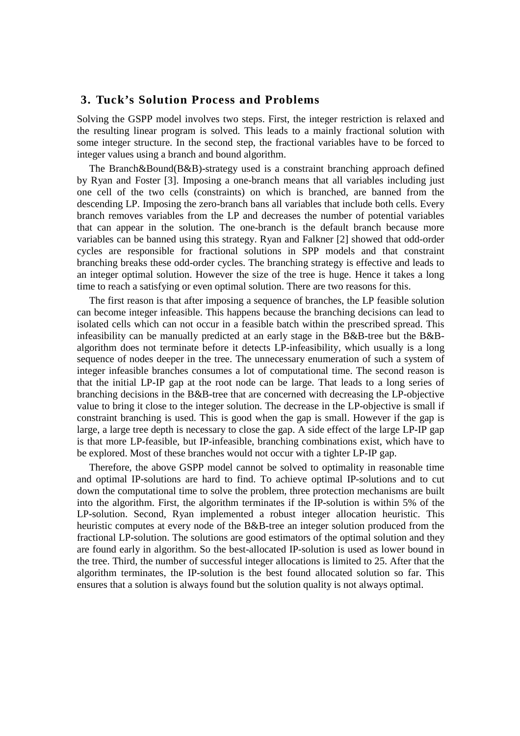## 3. Tuck's Solution Process and Problems

Solving the GSPP model involves two steps. First, the integer restriction is relaxed and the resulting linear program is solved. This leads to a mainly fractional solution with some integer structure. In the second step, the fractional variables have to be forced to integer values using a branch and bound algorithm.

The Branch&Bound(B&B)-strategy used is a constraint branching approach defined by Ryan and Foster [3]. Imposing a one-branch means that all variables including just one cell of the two cells (constraints) on which is branched, are banned from the descending LP. Imposing the zero-branch bans all variables that include both cells. Every branch removes variables from the LP and decreases the number of potential variables that can appear in the solution. The one-branch is the default branch because more variables can be banned using this strategy. Ryan and Falkner [2] showed that odd-order cycles are responsible for fractional solutions in SPP models and that constraint branching breaks these odd-order cycles. The branching strategy is effective and leads to an integer optimal solution. However the size of the tree is huge. Hence it takes a long time to reach a satisfying or even optimal solution. There are two reasons for this.

The first reason is that after imposing a sequence of branches, the LP feasible solution can become integer infeasible. This happens because the branching decisions can lead to isolated cells which can not occur in a feasible batch within the prescribed spread. This infeasibility can be manually predicted at an early stage in the B&B-tree but the B&B-algorithm does not terminate before it detects LP-infeasibility, which usually is a long sequence of nodes deeper in the tree. The unnecessary enumeration of such a system of integer infeasible branches consumes a lot of computational time. The second reason is that the initial LP-IP gap at the root node can be large. That leads to a long series of branching decisions in the B&B-tree that are concerned with decreasing the LP-objective value to bring it close to the integer solution. The decrease in the LP-objective is small if constraint branching is used. This is good when the gap is small. However if the gap is large, a large tree depth is necessary to close the gap. A side effect of the large LP-IP gap is that more LP-feasible, but IP-infeasible, branching combinations exist, which have to be explored. Most of these branches would not occur with a tighter LP-IP gap.

Therefore, the above GSPP model cannot be solved to optimality in reasonable time and optimal IP-solutions are hard to find. To achieve optimal IP-solutions and to cut down the computational time to solve the problem, three protection mechanisms are built into the algorithm. First, the algorithm terminates if the IP-solution is within 5% of the LP-solution. Second, Ryan implemented a robust integer allocation heuristic. This heuristic computes at every node of the B&B-tree an integer solution produced from the fractional LP-solution. The solutions are good estimators of the optimal solution and they are found early in algorithm. So the best-allocated IP-solution is used as lower bound in the tree. Third, the number of successful integer allocations is limited to 25. After that the algorithm terminates, the IP-solution is the best found allocated solution so far. This ensures that a solution is always found but the solution quality is not always optimal.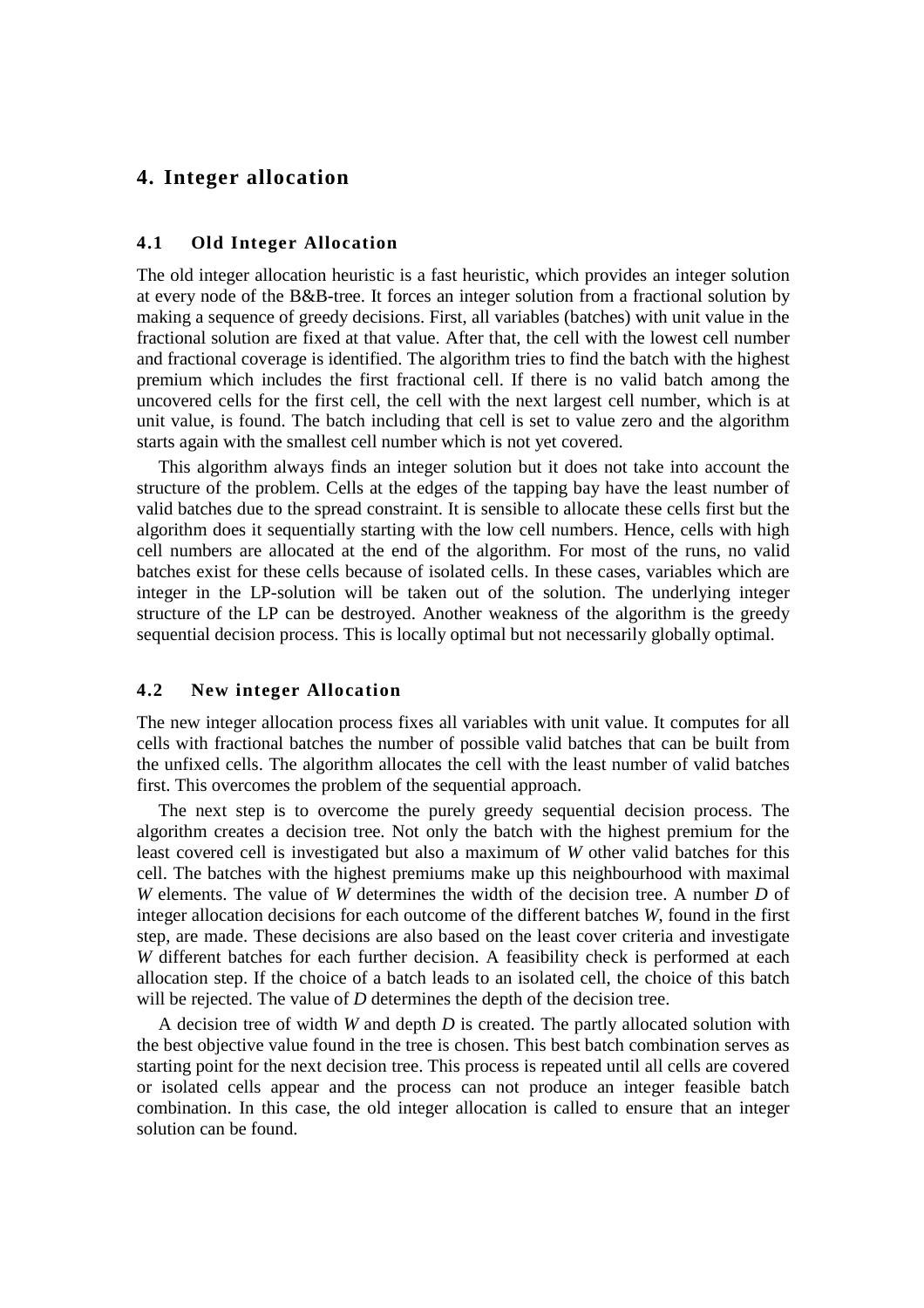# 4. Integer allocation

## 4.1 Old Integer Allocation

The old integer allocation heuristic is a fast heuristic, which provides an integer solution at every node of the B&B-tree. It forces an integer solution from a fractional solution by making a sequence of greedy decisions. First, all variables (batches) with unit value in the fractional solution are fixed at that value. After that, the cell with the lowest cell number and fractional coverage is identified. The algorithm tries to find the batch with the highest premium which includes the first fractional cell. If there is no valid batch among the uncovered cells for the first cell, the cell with the next largest cell number, which is at unit value, is found. The batch including that cell is set to value zero and the algorithm starts again with the smallest cell number which is not yet covered.

This algorithm always finds an integer solution but it does not take into account the structure of the problem. Cells at the edges of the tapping bay have the least number of valid batches due to the spread constraint. It is sensible to allocate these cells first but the algorithm does it sequentially starting with the low cell numbers. Hence, cells with high cell numbers are allocated at the end of the algorithm. For most of the runs, no valid batches exist for these cells because of isolated cells. In these cases, variables which are integer in the LP-solution will be taken out of the solution. The underlying integer structure of the LP can be destroyed. Another weakness of the algorithm is the greedy sequential decision process. This is locally optimal but not necessarily globally optimal.

## 4.2 New integer Allocation

The new integer allocation process fixes all variables with unit value. It computes for all cells with fractional batches the number of possible valid batches that can be built from the unfixed cells. The algorithm allocates the cell with the least number of valid batches first. This overcomes the problem of the sequential approach.

The next step is to overcome the purely greedy sequential decision process. The algorithm creates a decision tree. Not only the batch with the highest premium for the least covered cell is investigated but also a maximum of $W$ other valid batches for this cell. The batches with the highest premiums make up this neighbourhood with maximal $W$ elements. The value of $W$ determines the width of the decision tree. A number $D$ of integer allocation decisions for each outcome of the different batches $W$, found in the first step, are made. These decisions are also based on the least cover criteria and investigate $W$ different batches for each further decision. A feasibility check is performed at each allocation step. If the choice of a batch leads to an isolated cell, the choice of this batch will be rejected. The value of $D$ determines the depth of the decision tree.

A decision tree of width $W$ and depth $D$ is created. The partly allocated solution with the best objective value found in the tree is chosen. This best batch combination serves as starting point for the next decision tree. This process is repeated until all cells are covered or isolated cells appear and the process can not produce an integer feasible batch combination. In this case, the old integer allocation is called to ensure that an integer solution can be found.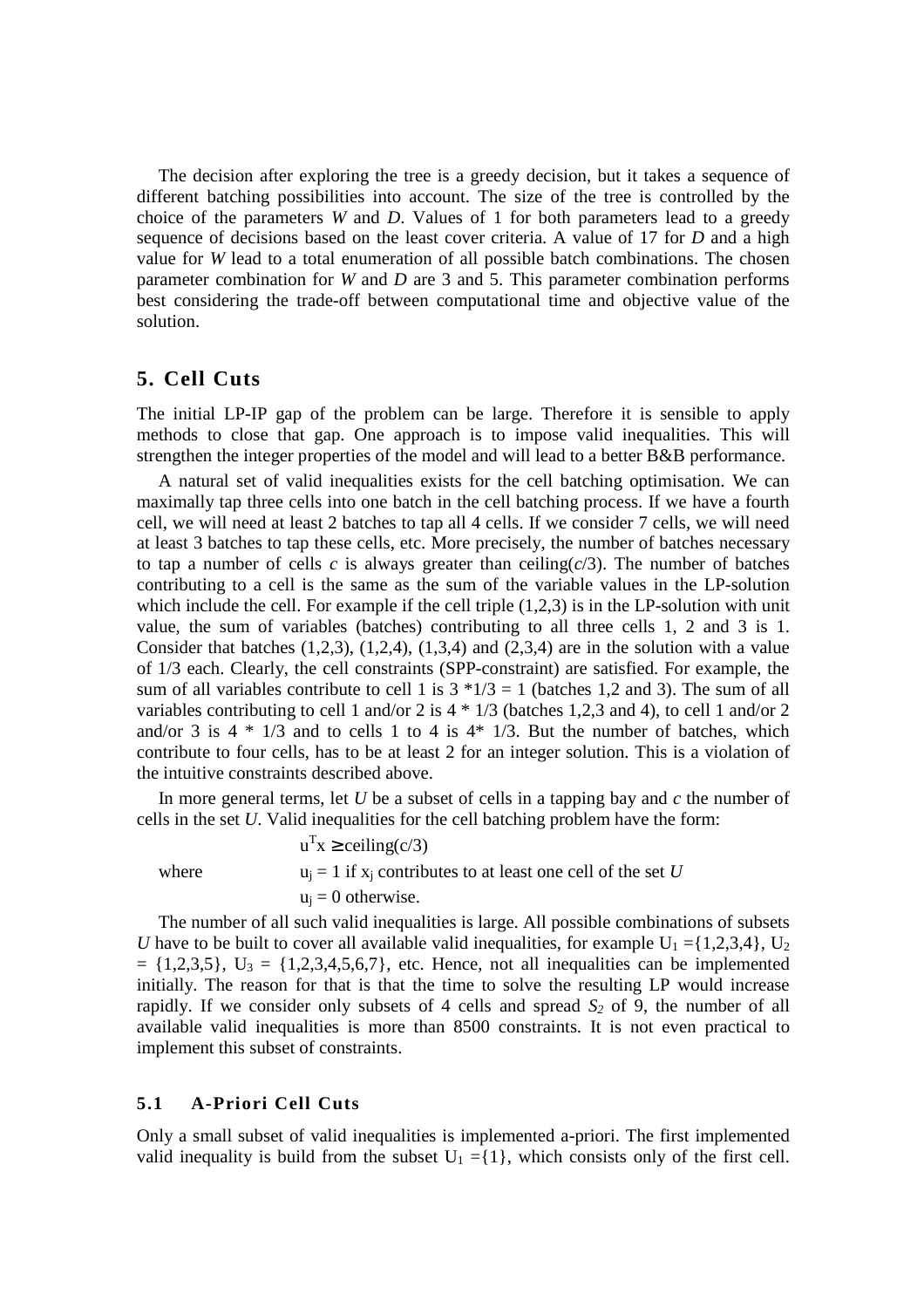The decision after exploring the tree is a greedy decision, but it takes a sequence of different batching possibilities into account. The size of the tree is controlled by the choice of the parameters *W* and *D*. Values of 1 for both parameters lead to a greedy sequence of decisions based on the least cover criteria. A value of 17 for *D* and a high value for *W* lead to a total enumeration of all possible batch combinations. The chosen parameter combination for *W* and *D* are 3 and 5. This parameter combination performs best considering the trade-off between computational time and objective value of the solution.

## 5. Cell Cuts

The initial LP-IP gap of the problem can be large. Therefore it is sensible to apply methods to close that gap. One approach is to impose valid inequalities. This will strengthen the integer properties of the model and will lead to a better B&B performance.

A natural set of valid inequalities exists for the cell batching optimisation. We can maximally tap three cells into one batch in the cell batching process. If we have a fourth cell, we will need at least 2 batches to tap all 4 cells. If we consider 7 cells, we will need at least 3 batches to tap these cells, etc. More precisely, the number of batches necessary to tap a number of cells *c* is always greater than ceiling($c$/3). The number of batches contributing to a cell is the same as the sum of the variable values in the LP-solution which include the cell. For example if the cell triple (1,2,3) is in the LP-solution with unit value, the sum of variables (batches) contributing to all three cells 1, 2 and 3 is 1. Consider that batches (1,2,3), (1,2,4), (1,3,4) and (2,3,4) are in the solution with a value of 1/3 each. Clearly, the cell constraints (SPP-constraint) are satisfied. For example, the sum of all variables contribute to cell 1 is 3 \*1/3 = 1 (batches 1,2 and 3). The sum of all variables contributing to cell 1 and/or 2 is 4 \* 1/3 (batches 1,2,3 and 4), to cell 1 and/or 2 and/or 3 is 4 \* 1/3 and to cells 1 to 4 is 4\* 1/3. But the number of batches, which contribute to four cells, has to be at least 2 for an integer solution. This is a violation of the intuitive constraints described above.

In more general terms, let *U* be a subset of cells in a tapping bay and *c* the number of cells in the set *U*. Valid inequalities for the cell batching problem have the form:

$$u^T x \geq \text{ceiling}(c/3)$$

where $u_j = 1$ if $x_j$ contributes to at least one cell of the set *U*

$u_j = 0$ otherwise.

The number of all such valid inequalities is large. All possible combinations of subsets *U* have to be built to cover all available valid inequalities, for example $U_1 = \{1,2,3,4\}$, $U_2 = \{1,2,3,5\}$, $U_3 = \{1,2,3,4,5,6,7\}$, etc. Hence, not all inequalities can be implemented initially. The reason for that is that the time to solve the resulting LP would increase rapidly. If we consider only subsets of 4 cells and spread $S_2$ of 9, the number of all available valid inequalities is more than 8500 constraints. It is not even practical to implement this subset of constraints.

### 5.1 A-Priori Cell Cuts

Only a small subset of valid inequalities is implemented a-priori. The first implemented valid inequality is build from the subset $U_1 = \{1\}$, which consists only of the first cell.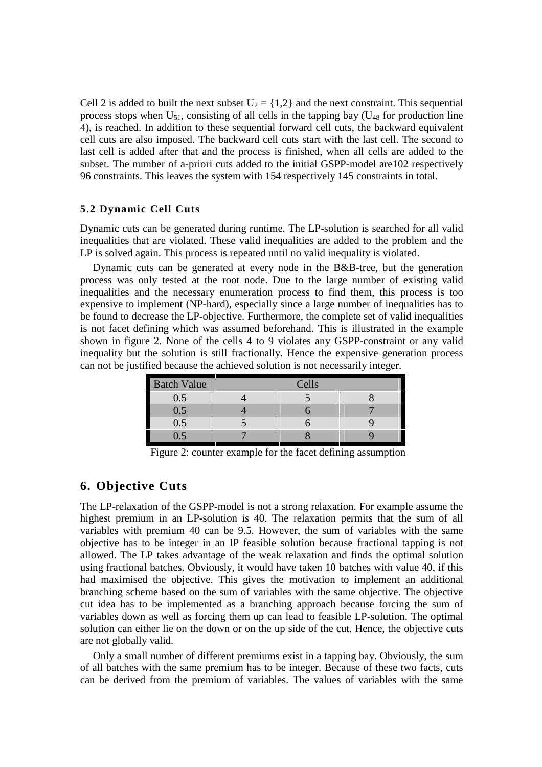Cell 2 is added to built the next subset $U_2 = \{1,2\}$ and the next constraint. This sequential process stops when $U_{51}$, consisting of all cells in the tapping bay ($U_{48}$ for production line 4), is reached. In addition to these sequential forward cell cuts, the backward equivalent cell cuts are also imposed. The backward cell cuts start with the last cell. The second to last cell is added after that and the process is finished, when all cells are added to the subset. The number of a-priori cuts added to the initial GSPP-model are102 respectively 96 constraints. This leaves the system with 154 respectively 145 constraints in total.

### 5.2 Dynamic Cell Cuts

Dynamic cuts can be generated during runtime. The LP-solution is searched for all valid inequalities that are violated. These valid inequalities are added to the problem and the LP is solved again. This process is repeated until no valid inequality is violated.

Dynamic cuts can be generated at every node in the B&B-tree, but the generation process was only tested at the root node. Due to the large number of existing valid inequalities and the necessary enumeration process to find them, this process is too expensive to implement (NP-hard), especially since a large number of inequalities has to be found to decrease the LP-objective. Furthermore, the complete set of valid inequalities is not facet defining which was assumed beforehand. This is illustrated in the example shown in figure 2. None of the cells 4 to 9 violates any GSPP-constraint or any valid inequality but the solution is still fractionally. Hence the expensive generation process can not be justified because the achieved solution is not necessarily integer.

| Batch Value | Cells | | |
|---|---|---|---|
| 0.5 | 4 | 5 | 8 |
| 0.5 | 4 | 6 | 7 |
| 0.5 | 5 | 6 | 9 |
| 0.5 | 7 | 8 | 9 |

Figure 2: counter example for the facet defining assumption

## 6. Objective Cuts

The LP-relaxation of the GSPP-model is not a strong relaxation. For example assume the highest premium in an LP-solution is 40. The relaxation permits that the sum of all variables with premium 40 can be 9.5. However, the sum of variables with the same objective has to be integer in an IP feasible solution because fractional tapping is not allowed. The LP takes advantage of the weak relaxation and finds the optimal solution using fractional batches. Obviously, it would have taken 10 batches with value 40, if this had maximised the objective. This gives the motivation to implement an additional branching scheme based on the sum of variables with the same objective. The objective cut idea has to be implemented as a branching approach because forcing the sum of variables down as well as forcing them up can lead to feasible LP-solution. The optimal solution can either lie on the down or on the up side of the cut. Hence, the objective cuts are not globally valid.

Only a small number of different premiums exist in a tapping bay. Obviously, the sum of all batches with the same premium has to be integer. Because of these two facts, cuts can be derived from the premium of variables. The values of variables with the same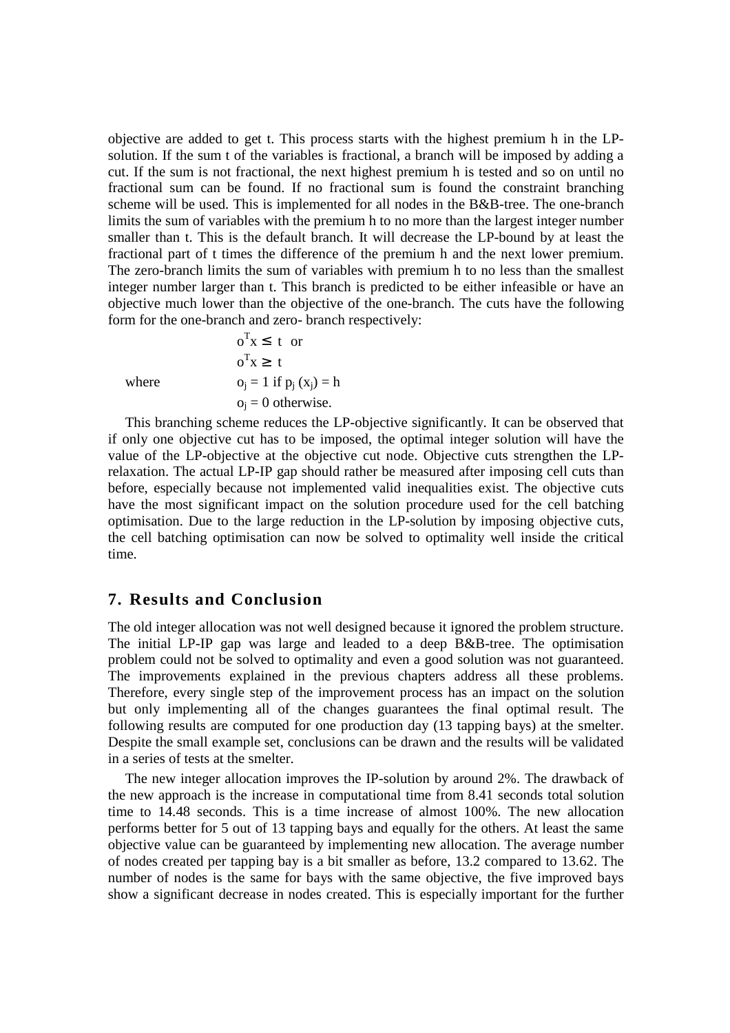objective are added to get t. This process starts with the highest premium h in the LP-solution. If the sum t of the variables is fractional, a branch will be imposed by adding a cut. If the sum is not fractional, the next highest premium h is tested and so on until no fractional sum can be found. If no fractional sum is found the constraint branching scheme will be used. This is implemented for all nodes in the B&B-tree. The one-branch limits the sum of variables with the premium h to no more than the largest integer number smaller than t. This is the default branch. It will decrease the LP-bound by at least the fractional part of t times the difference of the premium h and the next lower premium. The zero-branch limits the sum of variables with premium h to no less than the smallest integer number larger than t. This branch is predicted to be either infeasible or have an objective much lower than the objective of the one-branch. The cuts have the following form for the one-branch and zero- branch respectively:

$$o^T x \leq t \quad \text{or}$$

$$o^T x \geq t$$

where $o_j = 1$ if $p_j(x_j) = h$

$o_j = 0$ otherwise.

This branching scheme reduces the LP-objective significantly. It can be observed that if only one objective cut has to be imposed, the optimal integer solution will have the value of the LP-objective at the objective cut node. Objective cuts strengthen the LP-relaxation. The actual LP-IP gap should rather be measured after imposing cell cuts than before, especially because not implemented valid inequalities exist. The objective cuts have the most significant impact on the solution procedure used for the cell batching optimisation. Due to the large reduction in the LP-solution by imposing objective cuts, the cell batching optimisation can now be solved to optimality well inside the critical time.

## 7. Results and Conclusion

The old integer allocation was not well designed because it ignored the problem structure. The initial LP-IP gap was large and leaded to a deep B&B-tree. The optimisation problem could not be solved to optimality and even a good solution was not guaranteed. The improvements explained in the previous chapters address all these problems. Therefore, every single step of the improvement process has an impact on the solution but only implementing all of the changes guarantees the final optimal result. The following results are computed for one production day (13 tapping bays) at the smelter. Despite the small example set, conclusions can be drawn and the results will be validated in a series of tests at the smelter.

The new integer allocation improves the IP-solution by around 2%. The drawback of the new approach is the increase in computational time from 8.41 seconds total solution time to 14.48 seconds. This is a time increase of almost 100%. The new allocation performs better for 5 out of 13 tapping bays and equally for the others. At least the same objective value can be guaranteed by implementing new allocation. The average number of nodes created per tapping bay is a bit smaller as before, 13.2 compared to 13.62. The number of nodes is the same for bays with the same objective, the five improved bays show a significant decrease in nodes created. This is especially important for the further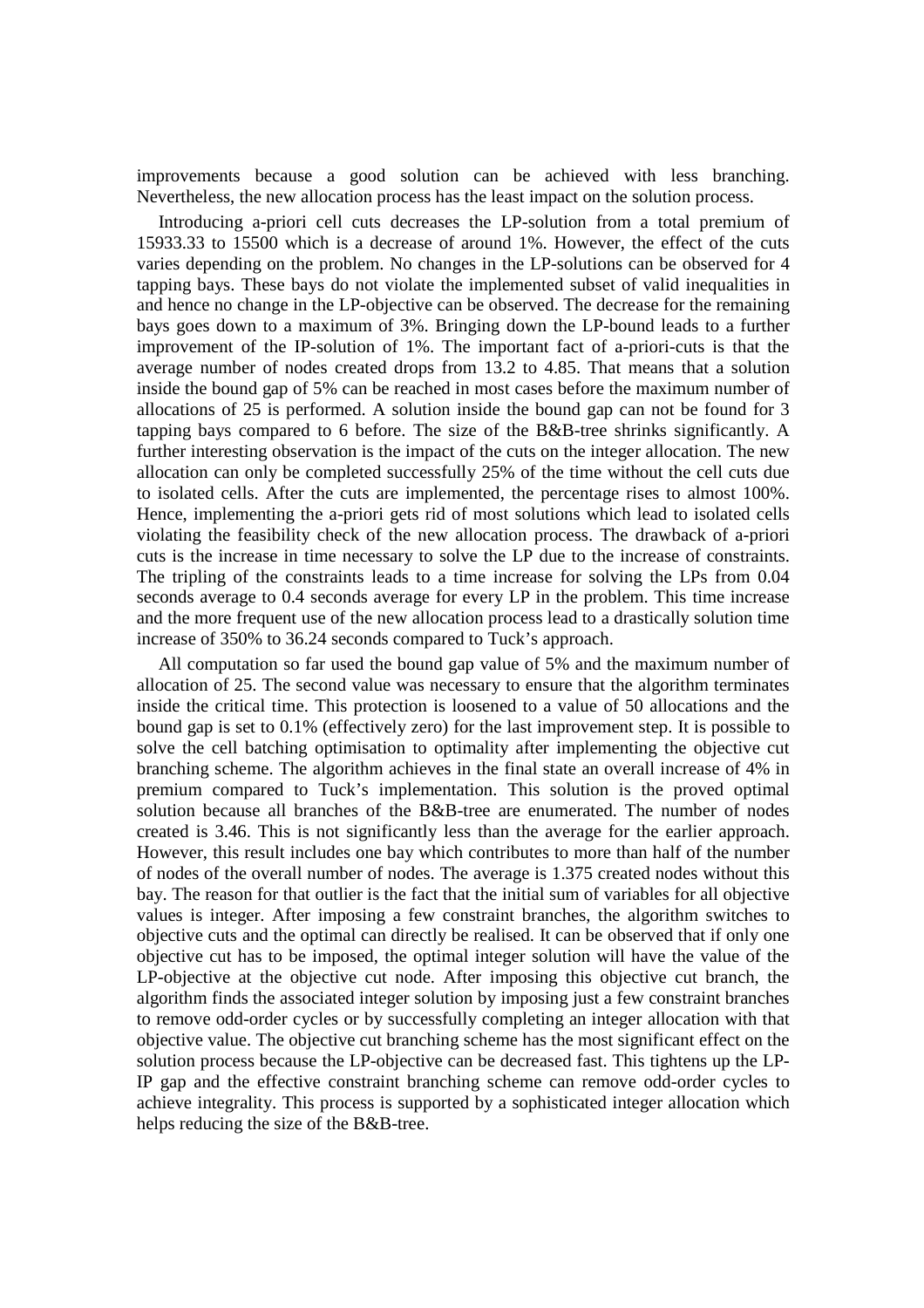improvements because a good solution can be achieved with less branching. Nevertheless, the new allocation process has the least impact on the solution process.

Introducing a-priori cell cuts decreases the LP-solution from a total premium of 15933.33 to 15500 which is a decrease of around 1%. However, the effect of the cuts varies depending on the problem. No changes in the LP-solutions can be observed for 4 tapping bays. These bays do not violate the implemented subset of valid inequalities in and hence no change in the LP-objective can be observed. The decrease for the remaining bays goes down to a maximum of 3%. Bringing down the LP-bound leads to a further improvement of the IP-solution of 1%. The important fact of a-priori-cuts is that the average number of nodes created drops from 13.2 to 4.85. That means that a solution inside the bound gap of 5% can be reached in most cases before the maximum number of allocations of 25 is performed. A solution inside the bound gap can not be found for 3 tapping bays compared to 6 before. The size of the B&B-tree shrinks significantly. A further interesting observation is the impact of the cuts on the integer allocation. The new allocation can only be completed successfully 25% of the time without the cell cuts due to isolated cells. After the cuts are implemented, the percentage rises to almost 100%. Hence, implementing the a-priori gets rid of most solutions which lead to isolated cells violating the feasibility check of the new allocation process. The drawback of a-priori cuts is the increase in time necessary to solve the LP due to the increase of constraints. The tripling of the constraints leads to a time increase for solving the LPs from 0.04 seconds average to 0.4 seconds average for every LP in the problem. This time increase and the more frequent use of the new allocation process lead to a drastically solution time increase of 350% to 36.24 seconds compared to Tuck's approach.

All computation so far used the bound gap value of 5% and the maximum number of allocation of 25. The second value was necessary to ensure that the algorithm terminates inside the critical time. This protection is loosened to a value of 50 allocations and the bound gap is set to 0.1% (effectively zero) for the last improvement step. It is possible to solve the cell batching optimisation to optimality after implementing the objective cut branching scheme. The algorithm achieves in the final state an overall increase of 4% in premium compared to Tuck's implementation. This solution is the proved optimal solution because all branches of the B&B-tree are enumerated. The number of nodes created is 3.46. This is not significantly less than the average for the earlier approach. However, this result includes one bay which contributes to more than half of the number of nodes of the overall number of nodes. The average is 1.375 created nodes without this bay. The reason for that outlier is the fact that the initial sum of variables for all objective values is integer. After imposing a few constraint branches, the algorithm switches to objective cuts and the optimal can directly be realised. It can be observed that if only one objective cut has to be imposed, the optimal integer solution will have the value of the LP-objective at the objective cut node. After imposing this objective cut branch, the algorithm finds the associated integer solution by imposing just a few constraint branches to remove odd-order cycles or by successfully completing an integer allocation with that objective value. The objective cut branching scheme has the most significant effect on the solution process because the LP-objective can be decreased fast. This tightens up the LP-IP gap and the effective constraint branching scheme can remove odd-order cycles to achieve integrality. This process is supported by a sophisticated integer allocation which helps reducing the size of the B&B-tree.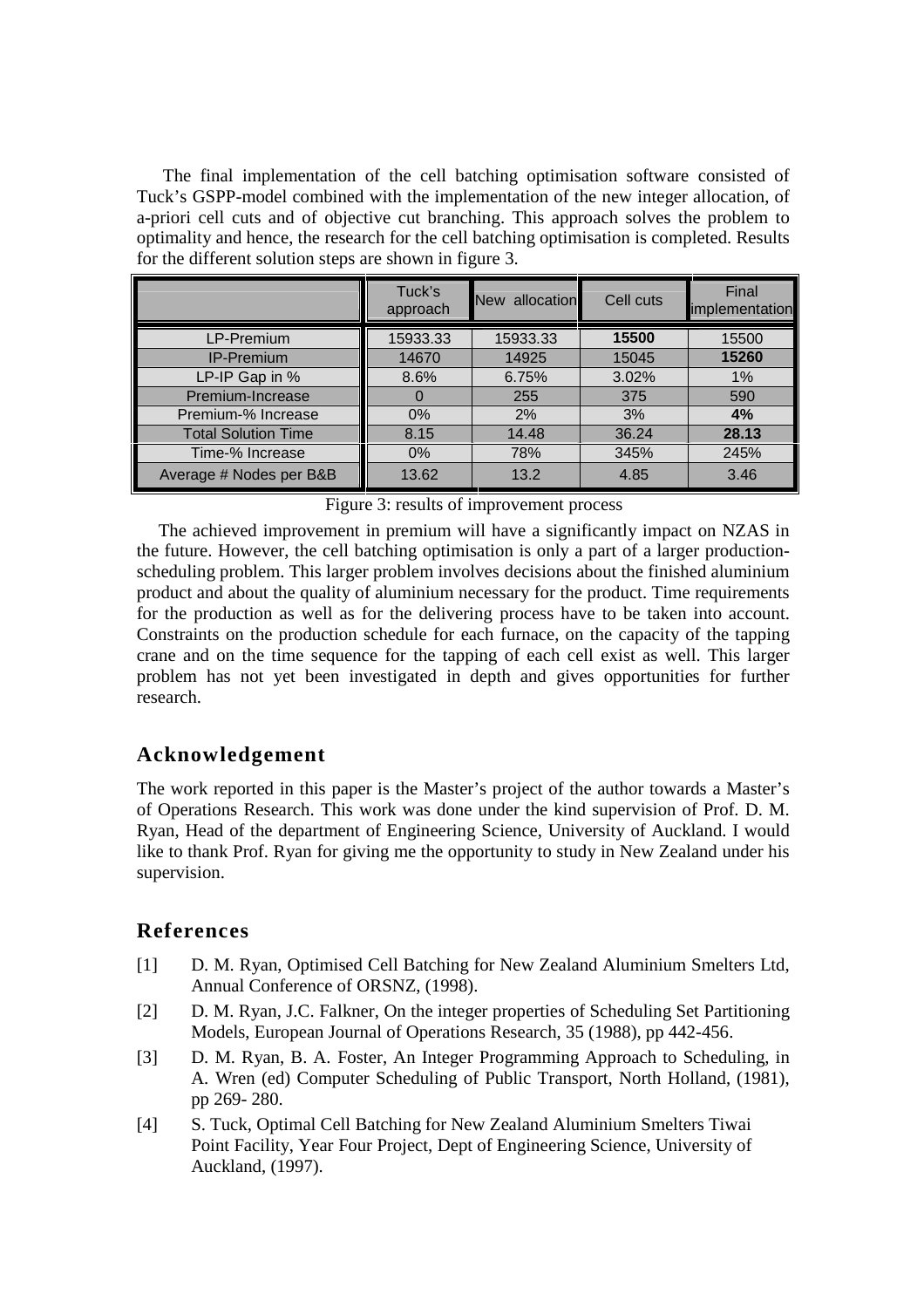The final implementation of the cell batching optimisation software consisted of Tuck's GSPP-model combined with the implementation of the new integer allocation, of a-priori cell cuts and of objective cut branching. This approach solves the problem to optimality and hence, the research for the cell batching optimisation is completed. Results for the different solution steps are shown in figure 3.

| | Tuck's approach | New allocation | Cell cuts | Final implementation |
|---|---|---|---|---|
| LP-Premium | 15933.33 | 15933.33 | **15500** | 15500 |
| IP-Premium | 14670 | 14925 | 15045 | **15260** |
| LP-IP Gap in % | 8.6% | 6.75% | 3.02% | 1% |
| Premium-Increase | 0 | 255 | 375 | 590 |
| Premium-% Increase | 0% | 2% | 3% | **4%** |
| Total Solution Time | 8.15 | 14.48 | 36.24 | **28.13** |
| Time-% Increase | 0% | 78% | 345% | 245% |
| Average # Nodes per B&B | 13.62 | 13.2 | 4.85 | 3.46 |

Figure 3: results of improvement process

The achieved improvement in premium will have a significantly impact on NZAS in the future. However, the cell batching optimisation is only a part of a larger production-scheduling problem. This larger problem involves decisions about the finished aluminium product and about the quality of aluminium necessary for the product. Time requirements for the production as well as for the delivering process have to be taken into account. Constraints on the production schedule for each furnace, on the capacity of the tapping crane and on the time sequence for the tapping of each cell exist as well. This larger problem has not yet been investigated in depth and gives opportunities for further research.

## Acknowledgement

The work reported in this paper is the Master's project of the author towards a Master's of Operations Research. This work was done under the kind supervision of Prof. D. M. Ryan, Head of the department of Engineering Science, University of Auckland. I would like to thank Prof. Ryan for giving me the opportunity to study in New Zealand under his supervision.

## References

[1] D. M. Ryan, Optimised Cell Batching for New Zealand Aluminium Smelters Ltd, Annual Conference of ORSNZ, (1998).

[2] D. M. Ryan, J.C. Falkner, On the integer properties of Scheduling Set Partitioning Models, European Journal of Operations Research, 35 (1988), pp 442-456.

[3] D. M. Ryan, B. A. Foster, An Integer Programming Approach to Scheduling, in A. Wren (ed) Computer Scheduling of Public Transport, North Holland, (1981), pp 269- 280.

[4] S. Tuck, Optimal Cell Batching for New Zealand Aluminium Smelters Tiwai Point Facility, Year Four Project, Dept of Engineering Science, University of Auckland, (1997).